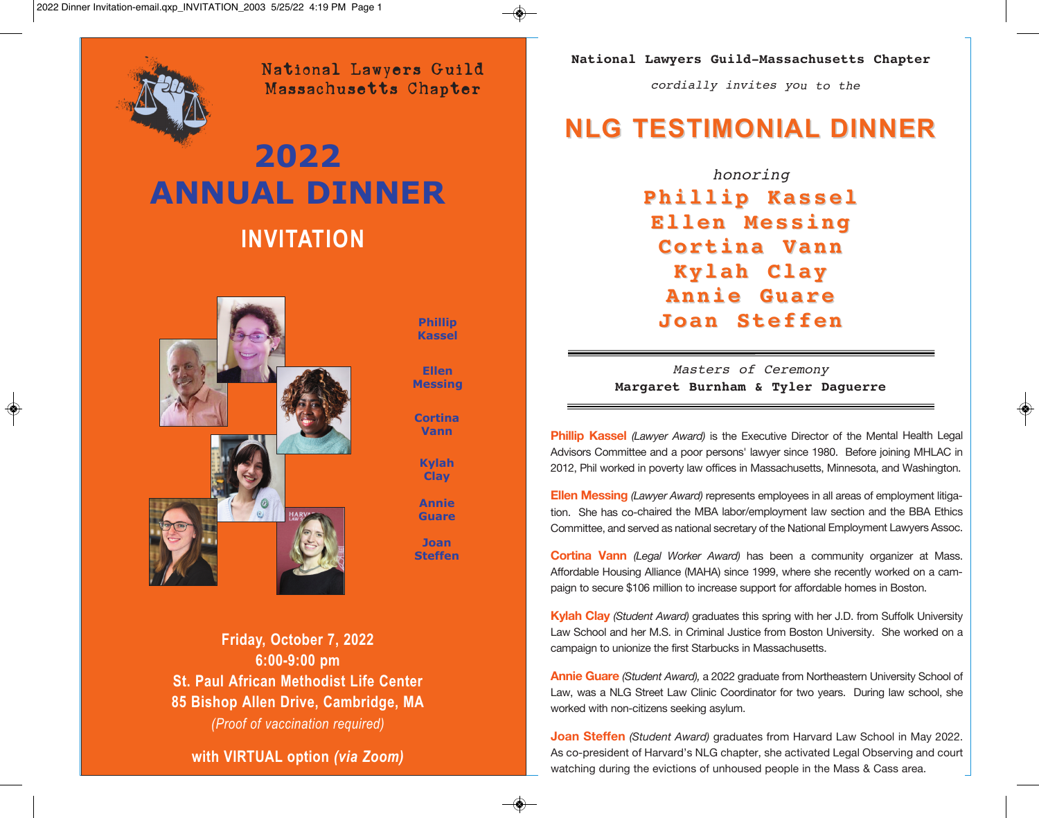National Lawyers Guild
Massachusetts Chapter

# 2022 ANNUAL DINNER

## INVITATION

Phillip Kassel

Ellen Messing

Cortina Vann

Kylah Clay

Annie Guare

Joan Steffen

**Friday, October 7, 2022**
**6:00-9:00 pm**
**St. Paul African Methodist Life Center**
**85 Bishop Allen Drive, Cambridge, MA**
*(Proof of vaccination required)*

**with VIRTUAL option *(via Zoom)***

**National Lawyers Guild-Massachusetts Chapter**

*cordially invites you to the*

# NLG TESTIMONIAL DINNER

*honoring*

**Phillip Kassel**
**Ellen Messing**
**Cortina Vann**
**Kylah Clay**
**Annie Guare**
**Joan Steffen**

---

*Masters of Ceremony*
**Margaret Burnham & Tyler Daguerre**

---

**Phillip Kassel** *(Lawyer Award)* is the Executive Director of the Mental Health Legal Advisors Committee and a poor persons' lawyer since 1980. Before joining MHLAC in 2012, Phil worked in poverty law offices in Massachusetts, Minnesota, and Washington.

**Ellen Messing** *(Lawyer Award)* represents employees in all areas of employment litigation. She has co-chaired the MBA labor/employment law section and the BBA Ethics Committee, and served as national secretary of the National Employment Lawyers Assoc.

**Cortina Vann** *(Legal Worker Award)* has been a community organizer at Mass. Affordable Housing Alliance (MAHA) since 1999, where she recently worked on a campaign to secure $106 million to increase support for affordable homes in Boston.

**Kylah Clay** *(Student Award)* graduates this spring with her J.D. from Suffolk University Law School and her M.S. in Criminal Justice from Boston University. She worked on a campaign to unionize the first Starbucks in Massachusetts.

**Annie Guare** *(Student Award),* a 2022 graduate from Northeastern University School of Law, was a NLG Street Law Clinic Coordinator for two years. During law school, she worked with non-citizens seeking asylum.

**Joan Steffen** *(Student Award)* graduates from Harvard Law School in May 2022. As co-president of Harvard's NLG chapter, she activated Legal Observing and court watching during the evictions of unhoused people in the Mass & Cass area.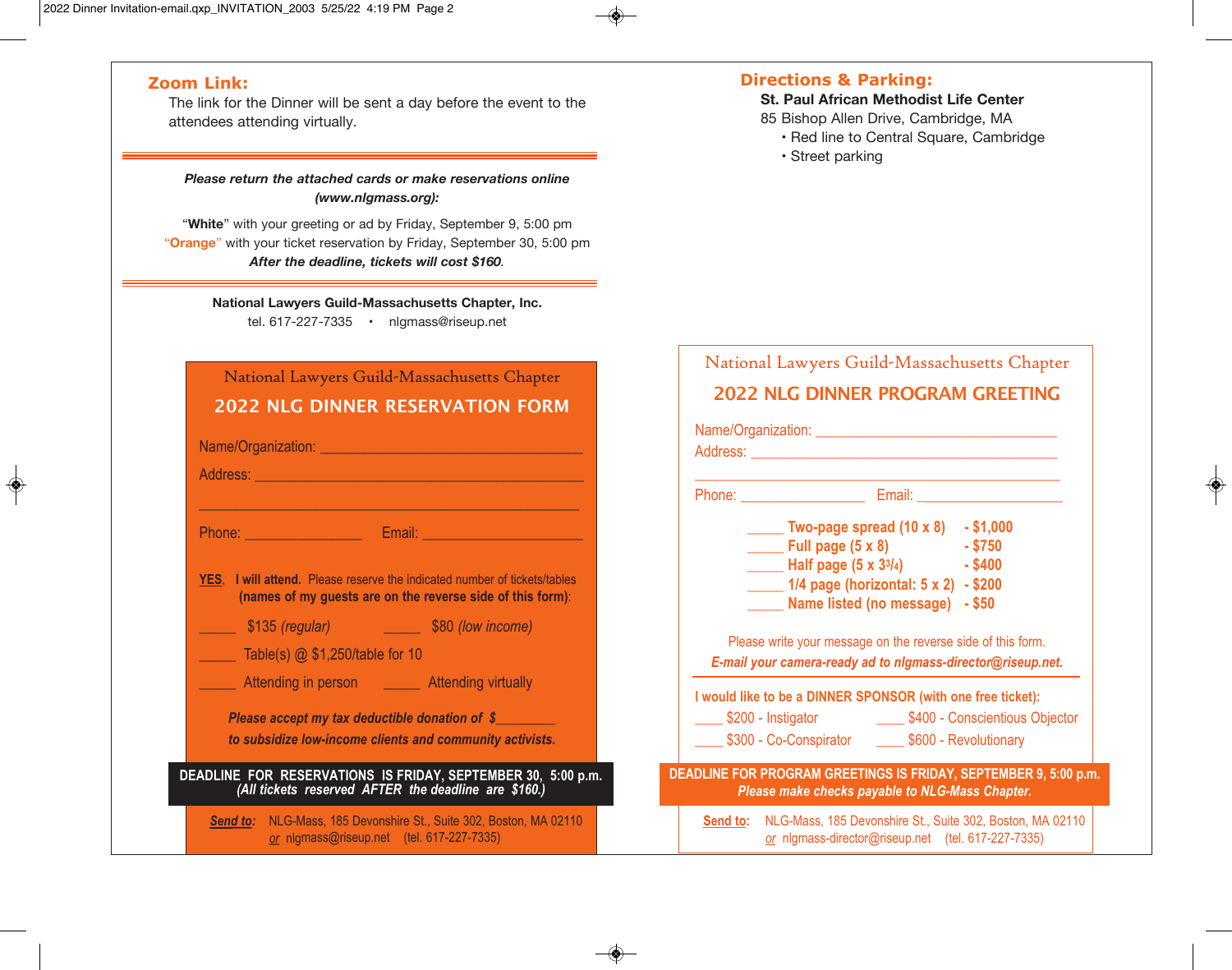## Zoom Link:

The link for the Dinner will be sent a day before the event to the attendees attending virtually.

***Please return the attached cards or make reservations online (www.nlgmass.org):***

"**White**" with your greeting or ad by Friday, September 9, 5:00 pm

"**Orange**" with your ticket reservation by Friday, September 30, 5:00 pm

***After the deadline, tickets will cost $160.***

**National Lawyers Guild-Massachusetts Chapter, Inc.**

tel. 617-227-7335 • nlgmass@riseup.net

## Directions & Parking:

**St. Paul African Methodist Life Center**

85 Bishop Allen Drive, Cambridge, MA

- Red line to Central Square, Cambridge
- Street parking

---

National Lawyers Guild-Massachusetts Chapter

### 2022 NLG DINNER RESERVATION FORM

Name/Organization: ______________________________

Address: ______________________________

______________________________

Phone: ______________ Email: ____________________

**YES**, **I will attend.** Please reserve the indicated number of tickets/tables **(names of my guests are on the reverse side of this form)**:

_____ $135 *(regular)* _____ $80 *(low income)*

_____ Table(s) @ $1,250/table for 10

_____ Attending in person _____ Attending virtually

***Please accept my tax deductible donation of $________ to subsidize low-income clients and community activists.***

**DEADLINE FOR RESERVATIONS IS FRIDAY, SEPTEMBER 30, 5:00 p.m.**
***(All tickets reserved AFTER the deadline are $160.)***

***Send to:*** NLG-Mass, 185 Devonshire St., Suite 302, Boston, MA 02110
*or* nlgmass@riseup.net (tel. 617-227-7335)

---

National Lawyers Guild-Massachusetts Chapter

### 2022 NLG DINNER PROGRAM GREETING

Name/Organization: ______________________________

Address: ______________________________

______________________________

Phone: ______________ Email: ____________________

**_____ Two-page spread (10 x 8) - $1,000**
**_____ Full page (5 x 8) - $750**
**_____ Half page (5 x 3¾) - $400**
**_____ 1/4 page (horizontal: 5 x 2) - $200**
**_____ Name listed (no message) - $50**

Please write your message on the reverse side of this form.

***E-mail your camera-ready ad to nlgmass-director@riseup.net.***

**I would like to be a DINNER SPONSOR (with one free ticket):**

____ $200 - Instigator ____ $400 - Conscientious Objector

____ $300 - Co-Conspirator ____ $600 - Revolutionary

**DEADLINE FOR PROGRAM GREETINGS IS FRIDAY, SEPTEMBER 9, 5:00 p.m.**
***Please make checks payable to NLG-Mass Chapter.***

**Send to:** NLG-Mass, 185 Devonshire St., Suite 302, Boston, MA 02110
*or* nlgmass-director@riseup.net (tel. 617-227-7335)